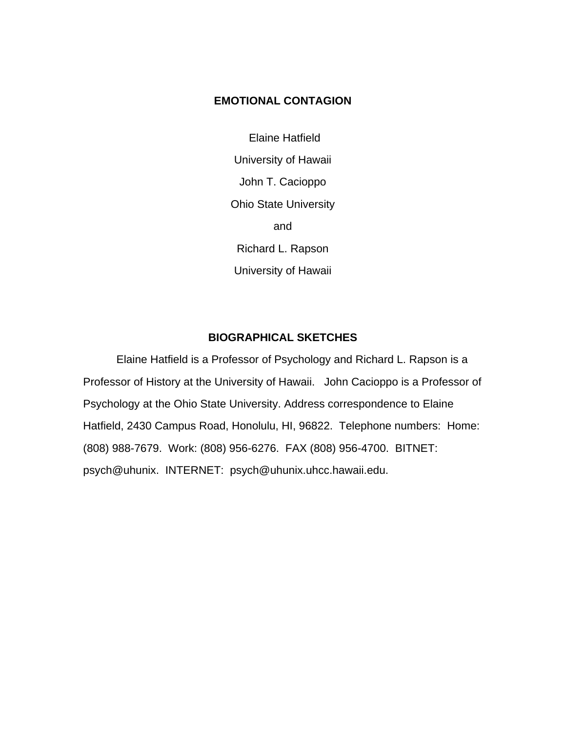# EMOTIONAL CONTAGION

Elaine Hatfield

University of Hawaii

John T. Cacioppo

Ohio State University

and

Richard L. Rapson

University of Hawaii

## BIOGRAPHICAL SKETCHES

Elaine Hatfield is a Professor of Psychology and Richard L. Rapson is a Professor of History at the University of Hawaii. John Cacioppo is a Professor of Psychology at the Ohio State University. Address correspondence to Elaine Hatfield, 2430 Campus Road, Honolulu, HI, 96822. Telephone numbers: Home: (808) 988-7679. Work: (808) 956-6276. FAX (808) 956-4700. BITNET: psych@uhunix. INTERNET: psych@uhunix.uhcc.hawaii.edu.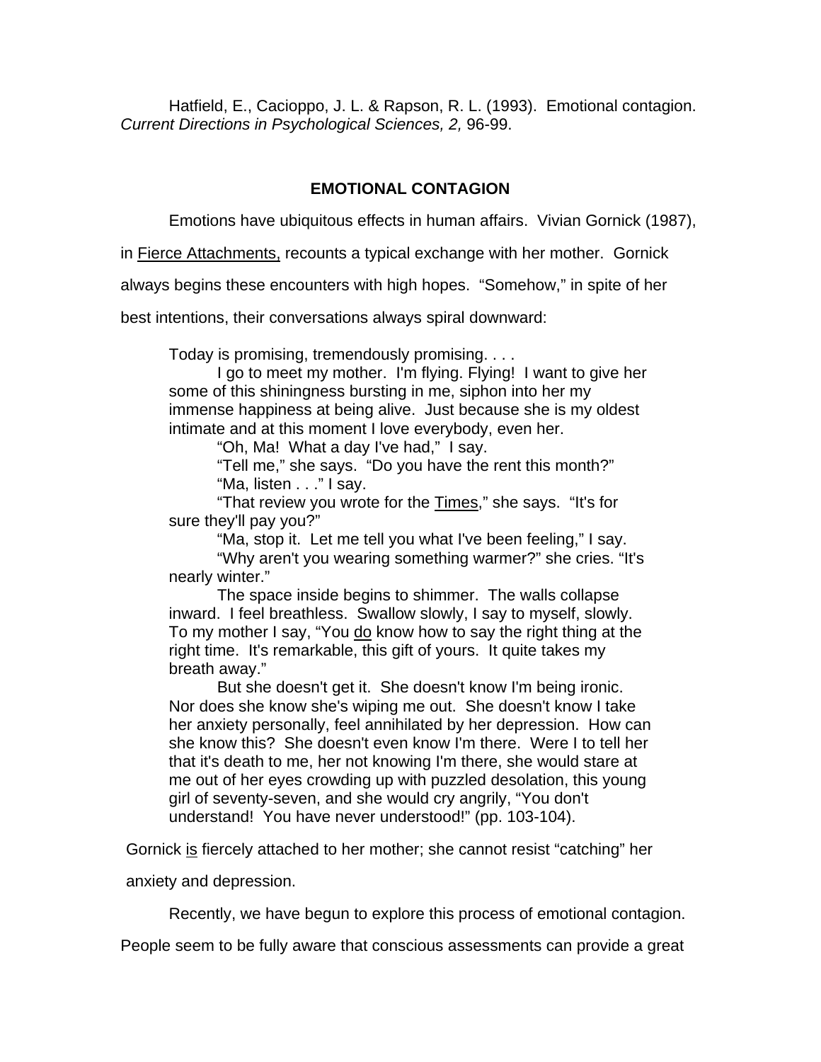Hatfield, E., Cacioppo, J. L. & Rapson, R. L. (1993). Emotional contagion. *Current Directions in Psychological Sciences, 2,* 96-99.

## EMOTIONAL CONTAGION

Emotions have ubiquitous effects in human affairs. Vivian Gornick (1987), in Fierce Attachments, recounts a typical exchange with her mother. Gornick always begins these encounters with high hopes. "Somehow," in spite of her best intentions, their conversations always spiral downward:

> Today is promising, tremendously promising. . . .
>
> I go to meet my mother. I'm flying. Flying! I want to give her some of this shiningness bursting in me, siphon into her my immense happiness at being alive. Just because she is my oldest intimate and at this moment I love everybody, even her.
>
> "Oh, Ma! What a day I've had," I say.
>
> "Tell me," she says. "Do you have the rent this month?"
>
> "Ma, listen . . ." I say.
>
> "That review you wrote for the Times," she says. "It's for sure they'll pay you?"
>
> "Ma, stop it. Let me tell you what I've been feeling," I say.
>
> "Why aren't you wearing something warmer?" she cries. "It's nearly winter."
>
> The space inside begins to shimmer. The walls collapse inward. I feel breathless. Swallow slowly, I say to myself, slowly. To my mother I say, "You do know how to say the right thing at the right time. It's remarkable, this gift of yours. It quite takes my breath away."
>
> But she doesn't get it. She doesn't know I'm being ironic. Nor does she know she's wiping me out. She doesn't know I take her anxiety personally, feel annihilated by her depression. How can she know this? She doesn't even know I'm there. Were I to tell her that it's death to me, her not knowing I'm there, she would stare at me out of her eyes crowding up with puzzled desolation, this young girl of seventy-seven, and she would cry angrily, "You don't understand! You have never understood!" (pp. 103-104).

Gornick is fiercely attached to her mother; she cannot resist "catching" her anxiety and depression.

Recently, we have begun to explore this process of emotional contagion. People seem to be fully aware that conscious assessments can provide a great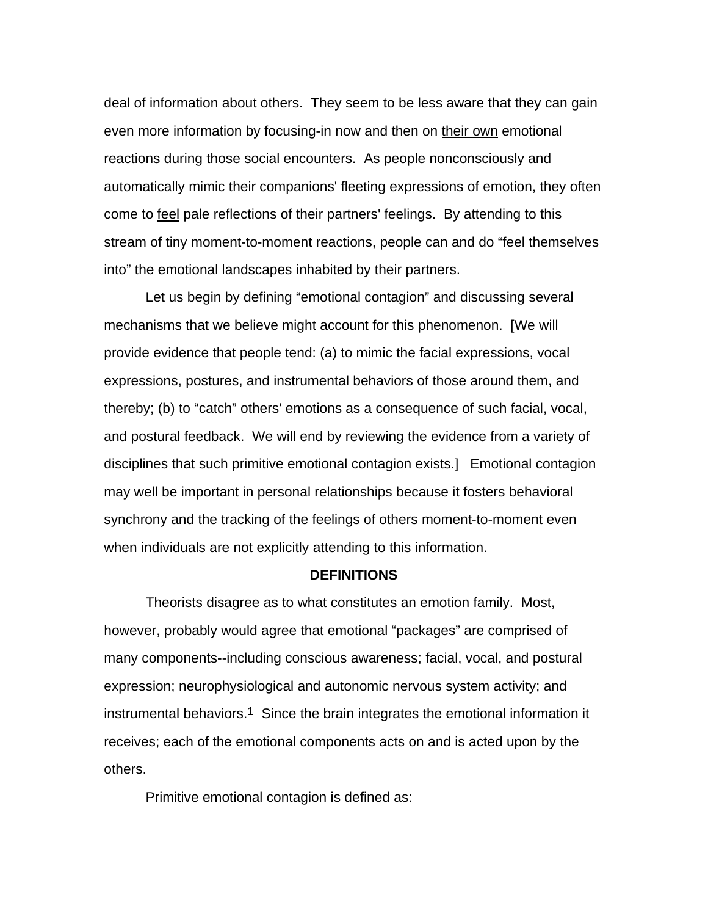deal of information about others. They seem to be less aware that they can gain even more information by focusing-in now and then on <u>their own</u> emotional reactions during those social encounters. As people nonconsciously and automatically mimic their companions' fleeting expressions of emotion, they often come to <u>feel</u> pale reflections of their partners' feelings. By attending to this stream of tiny moment-to-moment reactions, people can and do "feel themselves into" the emotional landscapes inhabited by their partners.

Let us begin by defining "emotional contagion" and discussing several mechanisms that we believe might account for this phenomenon. [We will provide evidence that people tend: (a) to mimic the facial expressions, vocal expressions, postures, and instrumental behaviors of those around them, and thereby; (b) to "catch" others' emotions as a consequence of such facial, vocal, and postural feedback. We will end by reviewing the evidence from a variety of disciplines that such primitive emotional contagion exists.] Emotional contagion may well be important in personal relationships because it fosters behavioral synchrony and the tracking of the feelings of others moment-to-moment even when individuals are not explicitly attending to this information.

## DEFINITIONS

Theorists disagree as to what constitutes an emotion family. Most, however, probably would agree that emotional "packages" are comprised of many components--including conscious awareness; facial, vocal, and postural expression; neurophysiological and autonomic nervous system activity; and instrumental behaviors.[1] Since the brain integrates the emotional information it receives; each of the emotional components acts on and is acted upon by the others.

Primitive <u>emotional contagion</u> is defined as: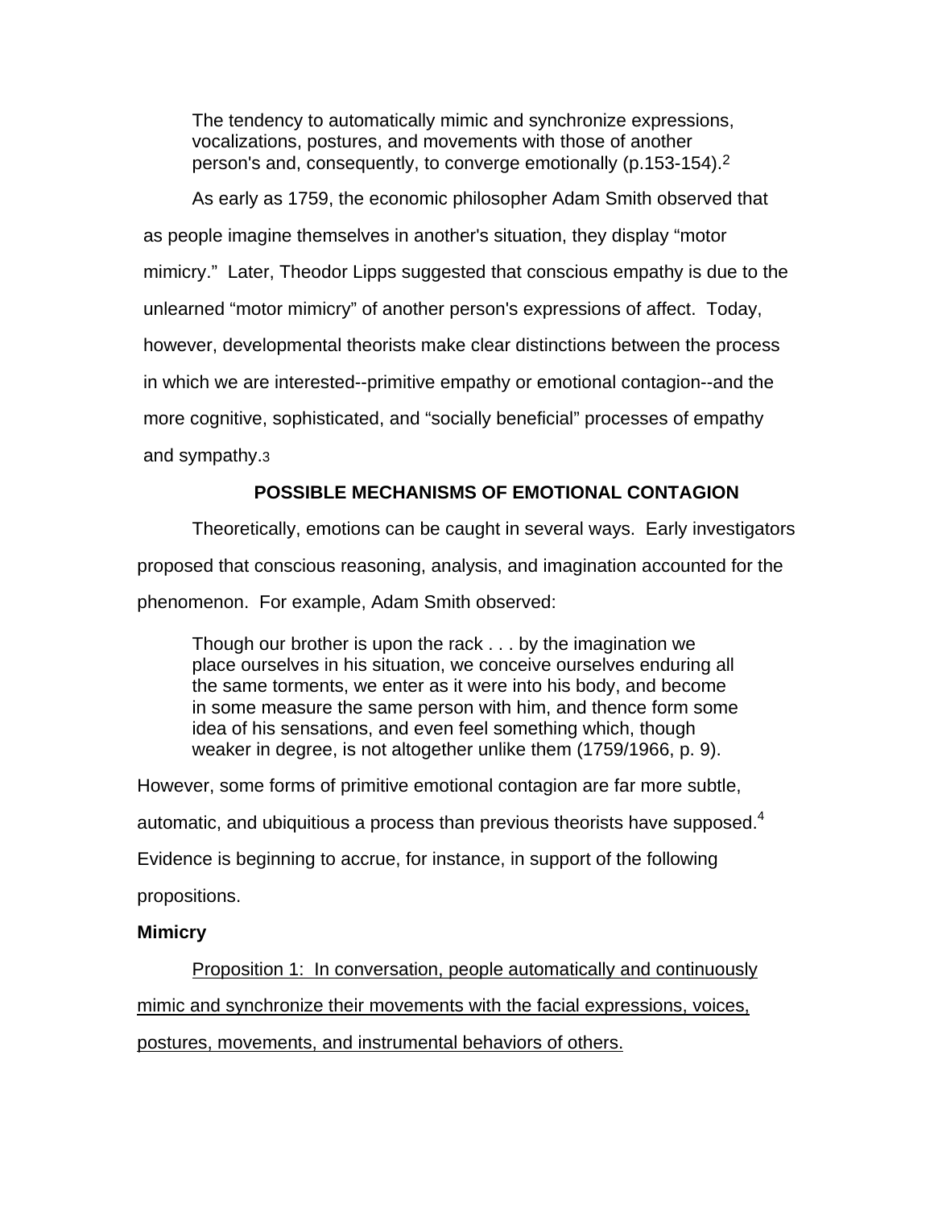> The tendency to automatically mimic and synchronize expressions, vocalizations, postures, and movements with those of another person's and, consequently, to converge emotionally (p.153-154).[2]

As early as 1759, the economic philosopher Adam Smith observed that as people imagine themselves in another's situation, they display "motor mimicry." Later, Theodor Lipps suggested that conscious empathy is due to the unlearned "motor mimicry" of another person's expressions of affect. Today, however, developmental theorists make clear distinctions between the process in which we are interested--primitive empathy or emotional contagion--and the more cognitive, sophisticated, and "socially beneficial" processes of empathy and sympathy.[3]

## POSSIBLE MECHANISMS OF EMOTIONAL CONTAGION

Theoretically, emotions can be caught in several ways. Early investigators proposed that conscious reasoning, analysis, and imagination accounted for the phenomenon. For example, Adam Smith observed:

> Though our brother is upon the rack . . . by the imagination we place ourselves in his situation, we conceive ourselves enduring all the same torments, we enter as it were into his body, and become in some measure the same person with him, and thence form some idea of his sensations, and even feel something which, though weaker in degree, is not altogether unlike them (1759/1966, p. 9).

However, some forms of primitive emotional contagion are far more subtle, automatic, and ubiquitious a process than previous theorists have supposed.[4] Evidence is beginning to accrue, for instance, in support of the following propositions.

### Mimicry

Proposition 1: In conversation, people automatically and continuously mimic and synchronize their movements with the facial expressions, voices, postures, movements, and instrumental behaviors of others.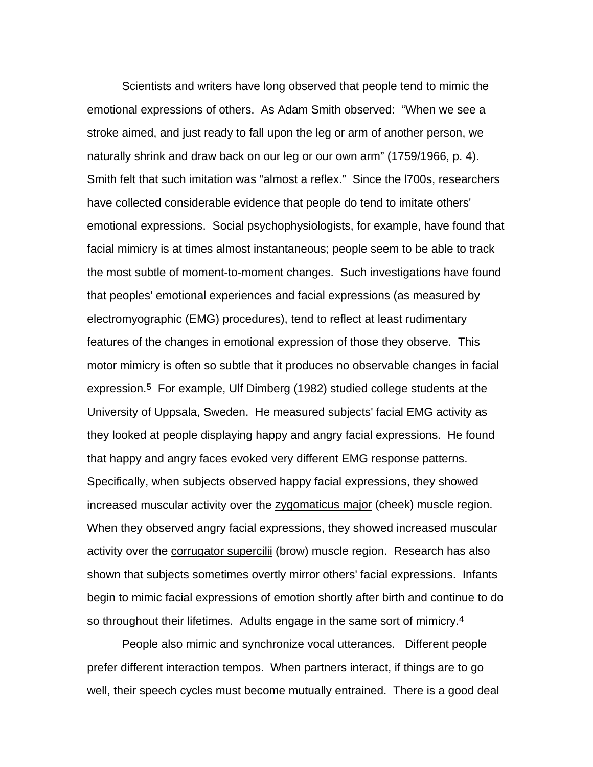Scientists and writers have long observed that people tend to mimic the emotional expressions of others. As Adam Smith observed: "When we see a stroke aimed, and just ready to fall upon the leg or arm of another person, we naturally shrink and draw back on our leg or our own arm" (1759/1966, p. 4). Smith felt that such imitation was "almost a reflex." Since the l700s, researchers have collected considerable evidence that people do tend to imitate others' emotional expressions. Social psychophysiologists, for example, have found that facial mimicry is at times almost instantaneous; people seem to be able to track the most subtle of moment-to-moment changes. Such investigations have found that peoples' emotional experiences and facial expressions (as measured by electromyographic (EMG) procedures), tend to reflect at least rudimentary features of the changes in emotional expression of those they observe. This motor mimicry is often so subtle that it produces no observable changes in facial expression.[5] For example, Ulf Dimberg (1982) studied college students at the University of Uppsala, Sweden. He measured subjects' facial EMG activity as they looked at people displaying happy and angry facial expressions. He found that happy and angry faces evoked very different EMG response patterns. Specifically, when subjects observed happy facial expressions, they showed increased muscular activity over the <u>zygomaticus major</u> (cheek) muscle region. When they observed angry facial expressions, they showed increased muscular activity over the <u>corrugator supercilii</u> (brow) muscle region. Research has also shown that subjects sometimes overtly mirror others' facial expressions. Infants begin to mimic facial expressions of emotion shortly after birth and continue to do so throughout their lifetimes. Adults engage in the same sort of mimicry.[4]

People also mimic and synchronize vocal utterances. Different people prefer different interaction tempos. When partners interact, if things are to go well, their speech cycles must become mutually entrained. There is a good deal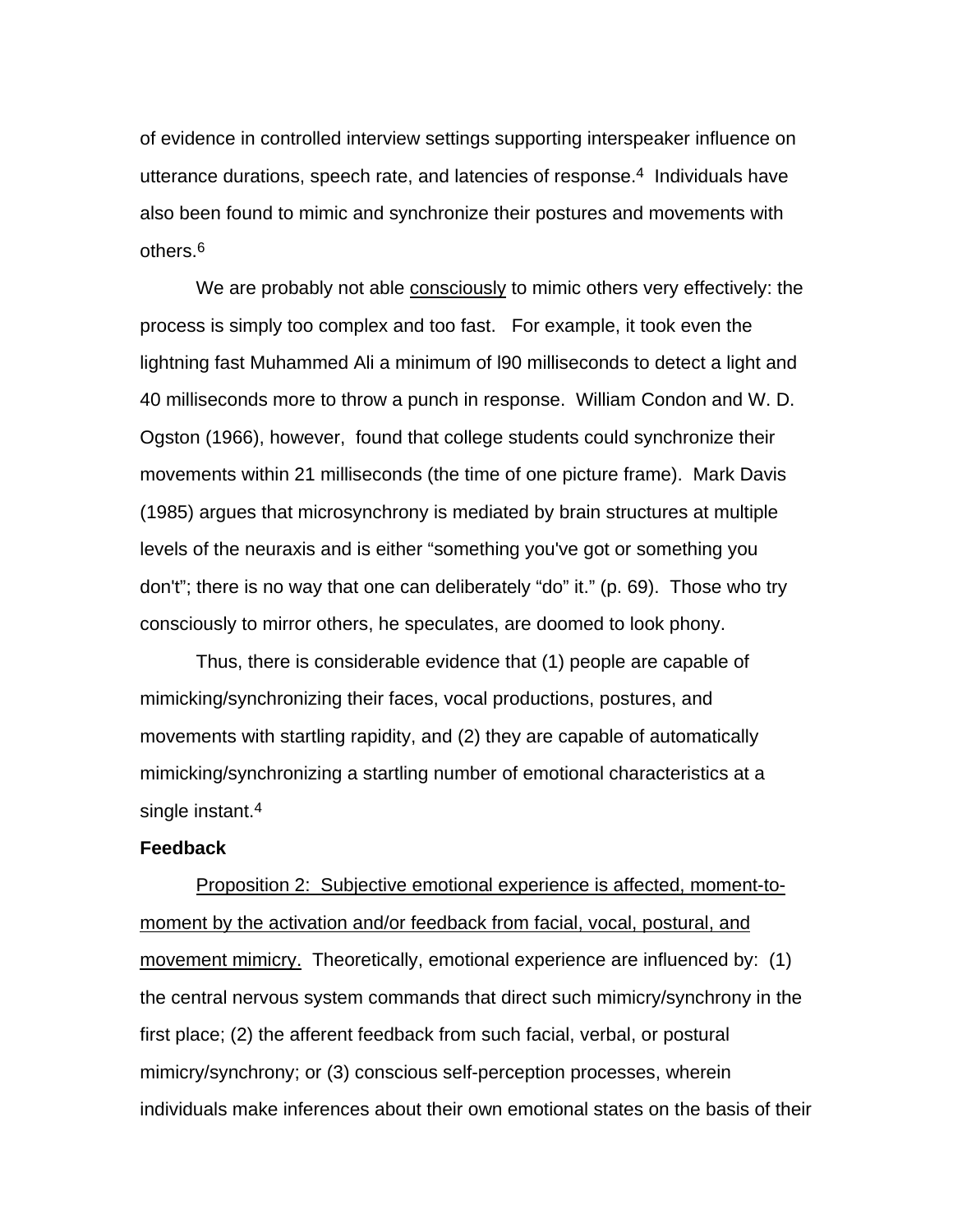of evidence in controlled interview settings supporting interspeaker influence on utterance durations, speech rate, and latencies of response.[4] Individuals have also been found to mimic and synchronize their postures and movements with others.[6]

We are probably not able <u>consciously</u> to mimic others very effectively: the process is simply too complex and too fast. For example, it took even the lightning fast Muhammed Ali a minimum of l90 milliseconds to detect a light and 40 milliseconds more to throw a punch in response. William Condon and W. D. Ogston (1966), however, found that college students could synchronize their movements within 21 milliseconds (the time of one picture frame). Mark Davis (1985) argues that microsynchrony is mediated by brain structures at multiple levels of the neuraxis and is either "something you've got or something you don't"; there is no way that one can deliberately "do" it." (p. 69). Those who try consciously to mirror others, he speculates, are doomed to look phony.

Thus, there is considerable evidence that (1) people are capable of mimicking/synchronizing their faces, vocal productions, postures, and movements with startling rapidity, and (2) they are capable of automatically mimicking/synchronizing a startling number of emotional characteristics at a single instant.[4]

**Feedback**

<u>Proposition 2: Subjective emotional experience is affected, moment-to-moment by the activation and/or feedback from facial, vocal, postural, and movement mimicry.</u> Theoretically, emotional experience are influenced by: (1) the central nervous system commands that direct such mimicry/synchrony in the first place; (2) the afferent feedback from such facial, verbal, or postural mimicry/synchrony; or (3) conscious self-perception processes, wherein individuals make inferences about their own emotional states on the basis of their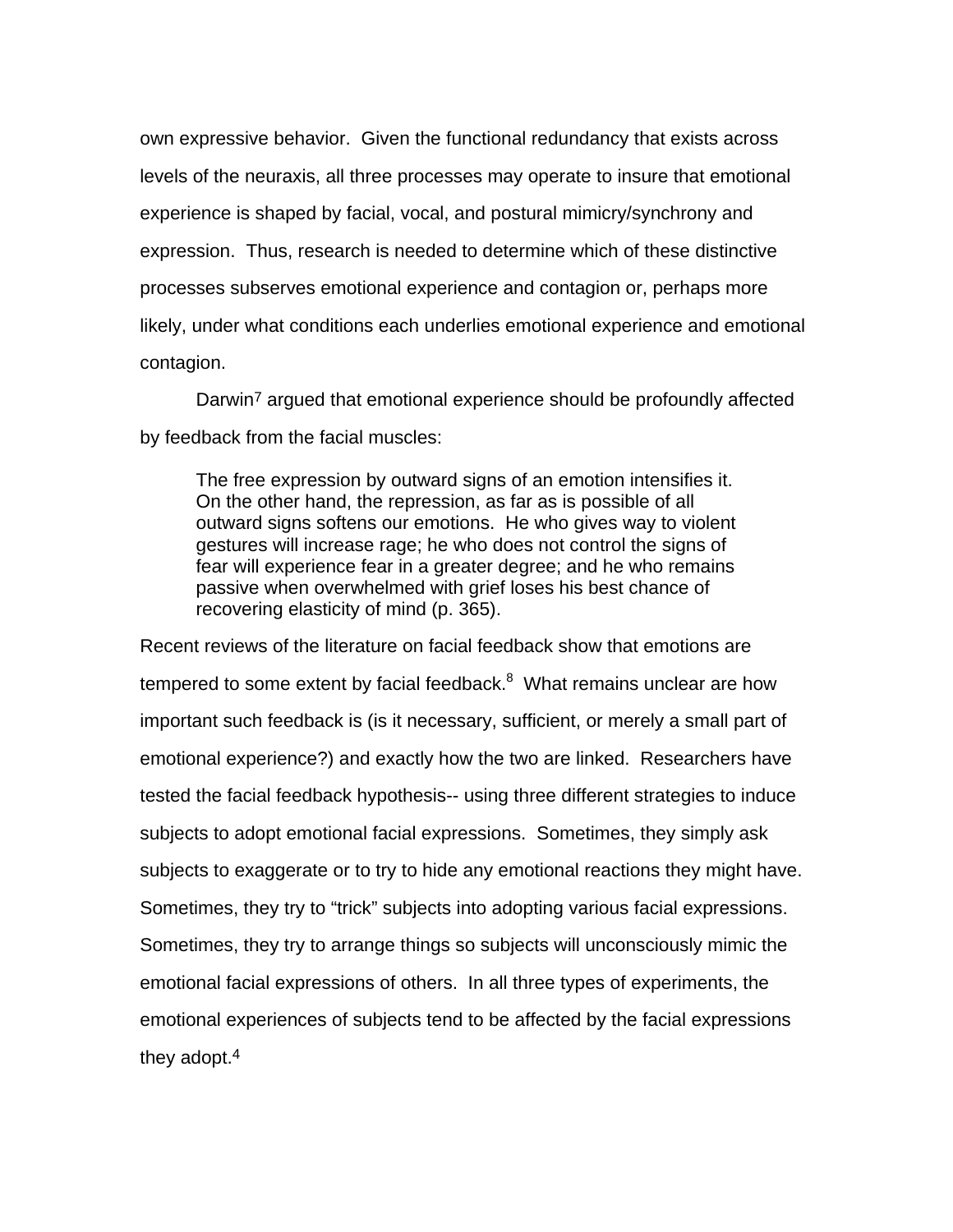own expressive behavior. Given the functional redundancy that exists across levels of the neuraxis, all three processes may operate to insure that emotional experience is shaped by facial, vocal, and postural mimicry/synchrony and expression. Thus, research is needed to determine which of these distinctive processes subserves emotional experience and contagion or, perhaps more likely, under what conditions each underlies emotional experience and emotional contagion.

Darwin[7] argued that emotional experience should be profoundly affected by feedback from the facial muscles:

> The free expression by outward signs of an emotion intensifies it. On the other hand, the repression, as far as is possible of all outward signs softens our emotions. He who gives way to violent gestures will increase rage; he who does not control the signs of fear will experience fear in a greater degree; and he who remains passive when overwhelmed with grief loses his best chance of recovering elasticity of mind (p. 365).

Recent reviews of the literature on facial feedback show that emotions are tempered to some extent by facial feedback.[8] What remains unclear are how important such feedback is (is it necessary, sufficient, or merely a small part of emotional experience?) and exactly how the two are linked. Researchers have tested the facial feedback hypothesis-- using three different strategies to induce subjects to adopt emotional facial expressions. Sometimes, they simply ask subjects to exaggerate or to try to hide any emotional reactions they might have. Sometimes, they try to "trick" subjects into adopting various facial expressions. Sometimes, they try to arrange things so subjects will unconsciously mimic the emotional facial expressions of others. In all three types of experiments, the emotional experiences of subjects tend to be affected by the facial expressions they adopt.[4]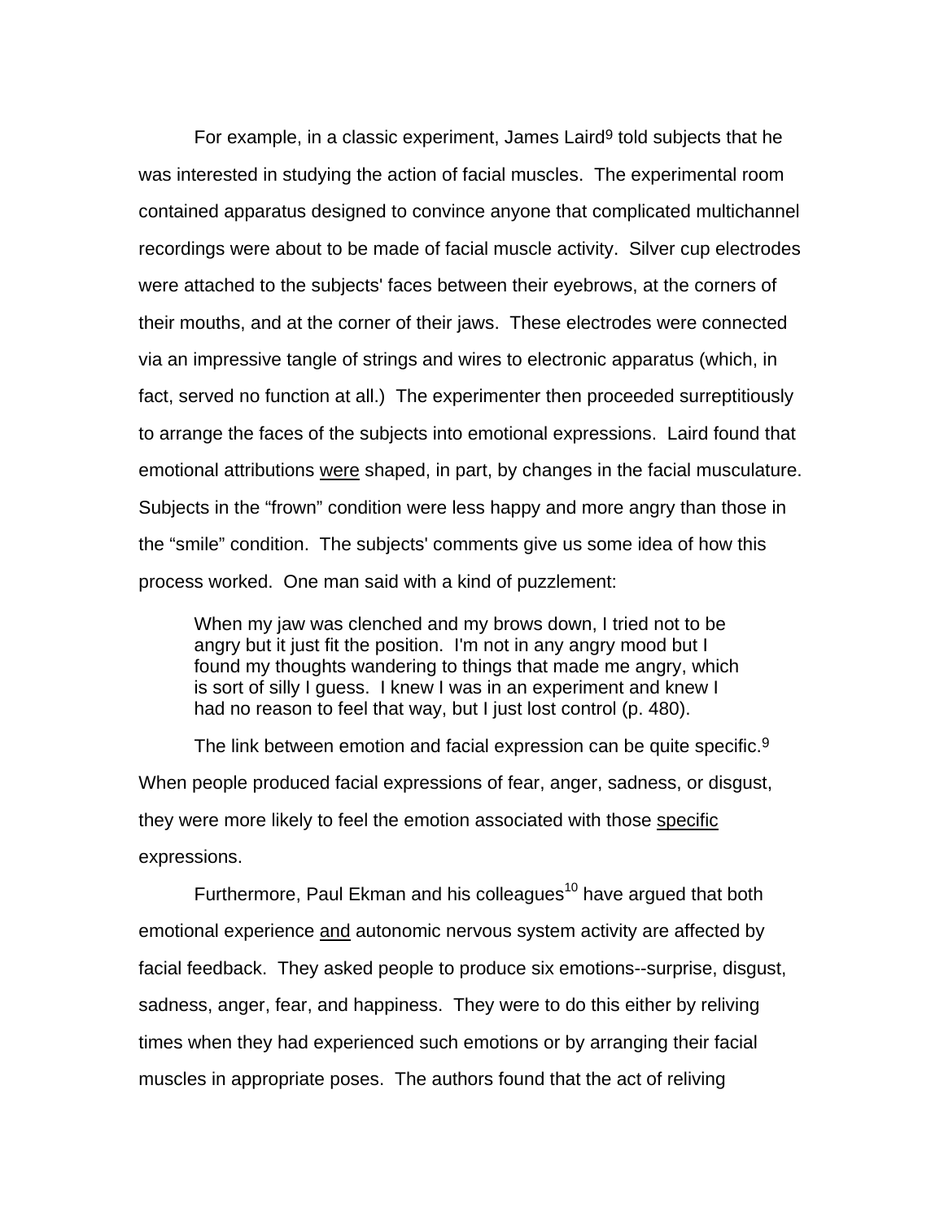For example, in a classic experiment, James Laird[9] told subjects that he was interested in studying the action of facial muscles. The experimental room contained apparatus designed to convince anyone that complicated multichannel recordings were about to be made of facial muscle activity. Silver cup electrodes were attached to the subjects' faces between their eyebrows, at the corners of their mouths, and at the corner of their jaws. These electrodes were connected via an impressive tangle of strings and wires to electronic apparatus (which, in fact, served no function at all.) The experimenter then proceeded surreptitiously to arrange the faces of the subjects into emotional expressions. Laird found that emotional attributions <u>were</u> shaped, in part, by changes in the facial musculature. Subjects in the "frown" condition were less happy and more angry than those in the "smile" condition. The subjects' comments give us some idea of how this process worked. One man said with a kind of puzzlement:

> When my jaw was clenched and my brows down, I tried not to be angry but it just fit the position. I'm not in any angry mood but I found my thoughts wandering to things that made me angry, which is sort of silly I guess. I knew I was in an experiment and knew I had no reason to feel that way, but I just lost control (p. 480).

The link between emotion and facial expression can be quite specific.[9] When people produced facial expressions of fear, anger, sadness, or disgust, they were more likely to feel the emotion associated with those <u>specific</u> expressions.

Furthermore, Paul Ekman and his colleagues[10] have argued that both emotional experience <u>and</u> autonomic nervous system activity are affected by facial feedback. They asked people to produce six emotions--surprise, disgust, sadness, anger, fear, and happiness. They were to do this either by reliving times when they had experienced such emotions or by arranging their facial muscles in appropriate poses. The authors found that the act of reliving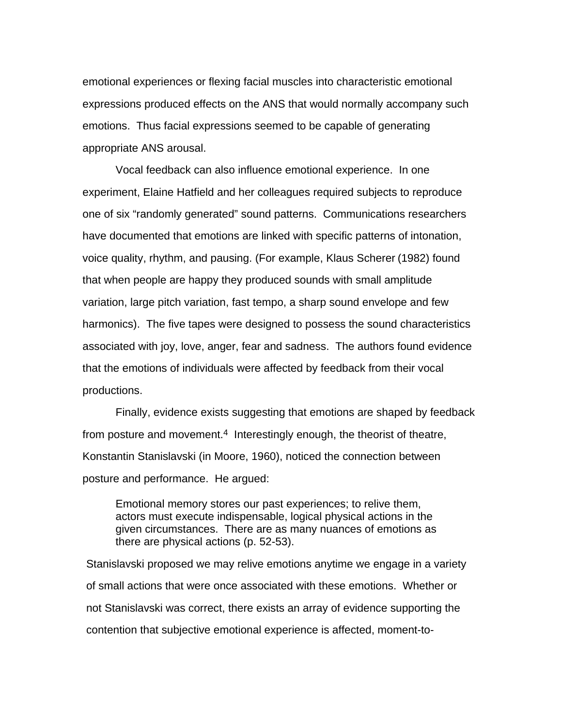emotional experiences or flexing facial muscles into characteristic emotional expressions produced effects on the ANS that would normally accompany such emotions. Thus facial expressions seemed to be capable of generating appropriate ANS arousal.

Vocal feedback can also influence emotional experience. In one experiment, Elaine Hatfield and her colleagues required subjects to reproduce one of six "randomly generated" sound patterns. Communications researchers have documented that emotions are linked with specific patterns of intonation, voice quality, rhythm, and pausing. (For example, Klaus Scherer (1982) found that when people are happy they produced sounds with small amplitude variation, large pitch variation, fast tempo, a sharp sound envelope and few harmonics). The five tapes were designed to possess the sound characteristics associated with joy, love, anger, fear and sadness. The authors found evidence that the emotions of individuals were affected by feedback from their vocal productions.

Finally, evidence exists suggesting that emotions are shaped by feedback from posture and movement.[4] Interestingly enough, the theorist of theatre, Konstantin Stanislavski (in Moore, 1960), noticed the connection between posture and performance. He argued:

> Emotional memory stores our past experiences; to relive them, actors must execute indispensable, logical physical actions in the given circumstances. There are as many nuances of emotions as there are physical actions (p. 52-53).

Stanislavski proposed we may relive emotions anytime we engage in a variety of small actions that were once associated with these emotions. Whether or not Stanislavski was correct, there exists an array of evidence supporting the contention that subjective emotional experience is affected, moment-to-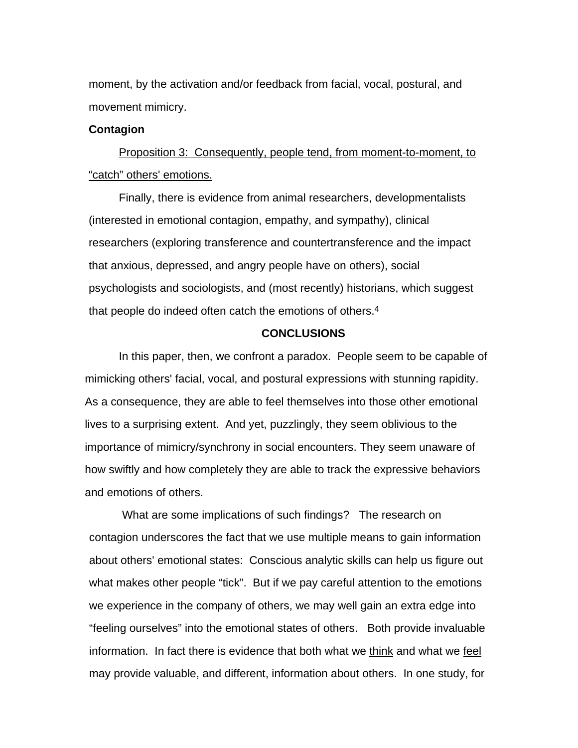moment, by the activation and/or feedback from facial, vocal, postural, and movement mimicry.

**Contagion**

Proposition 3: Consequently, people tend, from moment-to-moment, to "catch" others' emotions.

Finally, there is evidence from animal researchers, developmentalists (interested in emotional contagion, empathy, and sympathy), clinical researchers (exploring transference and countertransference and the impact that anxious, depressed, and angry people have on others), social psychologists and sociologists, and (most recently) historians, which suggest that people do indeed often catch the emotions of others.[4]

## CONCLUSIONS

In this paper, then, we confront a paradox. People seem to be capable of mimicking others' facial, vocal, and postural expressions with stunning rapidity. As a consequence, they are able to feel themselves into those other emotional lives to a surprising extent. And yet, puzzlingly, they seem oblivious to the importance of mimicry/synchrony in social encounters. They seem unaware of how swiftly and how completely they are able to track the expressive behaviors and emotions of others.

What are some implications of such findings? The research on contagion underscores the fact that we use multiple means to gain information about others' emotional states: Conscious analytic skills can help us figure out what makes other people "tick". But if we pay careful attention to the emotions we experience in the company of others, we may well gain an extra edge into "feeling ourselves" into the emotional states of others. Both provide invaluable information. In fact there is evidence that both what we think and what we feel may provide valuable, and different, information about others. In one study, for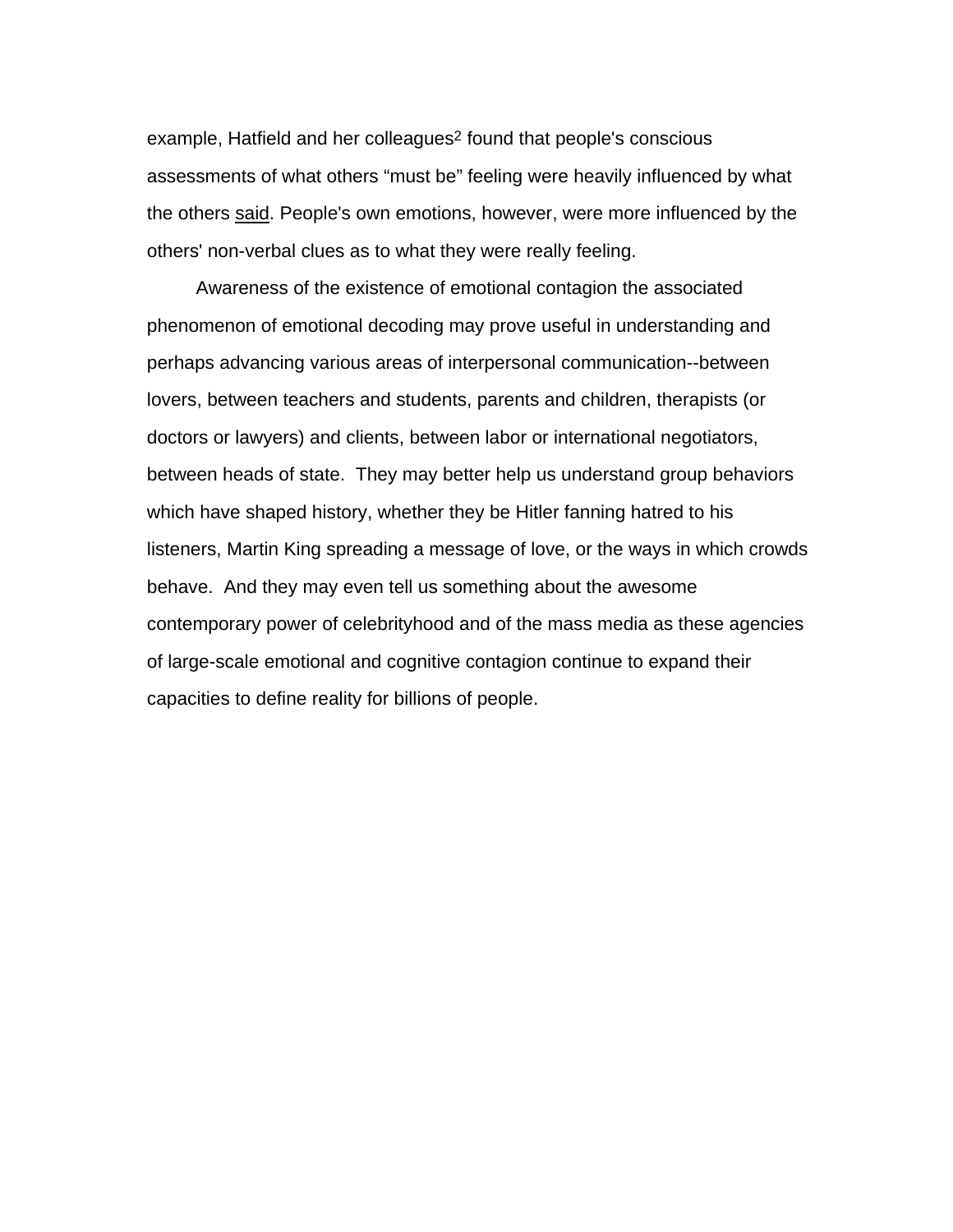example, Hatfield and her colleagues[2] found that people's conscious assessments of what others “must be” feeling were heavily influenced by what the others <u>said</u>. People's own emotions, however, were more influenced by the others' non-verbal clues as to what they were really feeling.

Awareness of the existence of emotional contagion the associated phenomenon of emotional decoding may prove useful in understanding and perhaps advancing various areas of interpersonal communication--between lovers, between teachers and students, parents and children, therapists (or doctors or lawyers) and clients, between labor or international negotiators, between heads of state. They may better help us understand group behaviors which have shaped history, whether they be Hitler fanning hatred to his listeners, Martin King spreading a message of love, or the ways in which crowds behave. And they may even tell us something about the awesome contemporary power of celebrityhood and of the mass media as these agencies of large-scale emotional and cognitive contagion continue to expand their capacities to define reality for billions of people.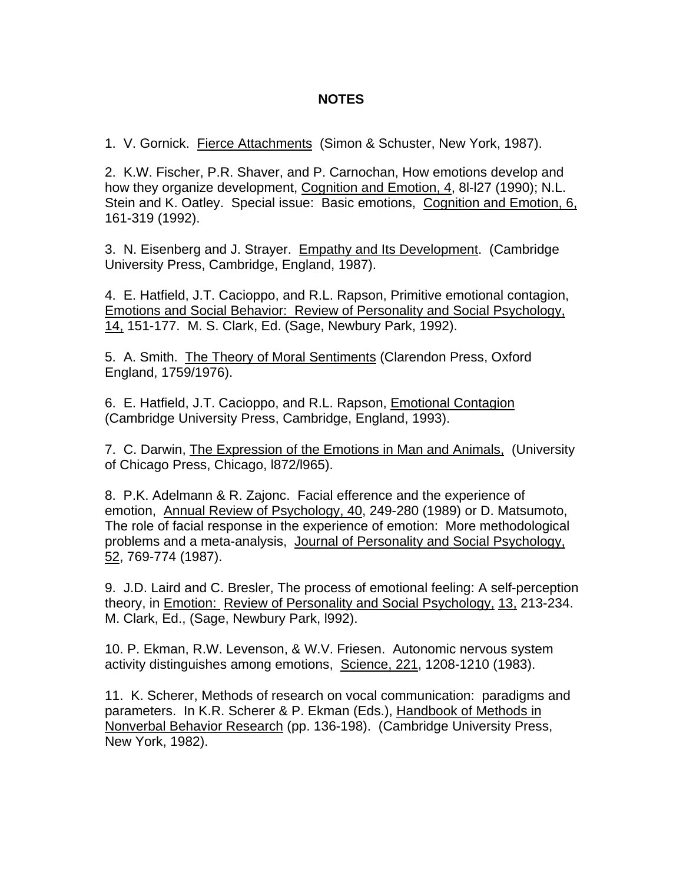# NOTES

1. V. Gornick. Fierce Attachments (Simon & Schuster, New York, 1987).

2. K.W. Fischer, P.R. Shaver, and P. Carnochan, How emotions develop and how they organize development, Cognition and Emotion, 4, 8l-l27 (1990); N.L. Stein and K. Oatley. Special issue: Basic emotions, Cognition and Emotion, 6, 161-319 (1992).

3. N. Eisenberg and J. Strayer. Empathy and Its Development. (Cambridge University Press, Cambridge, England, 1987).

4. E. Hatfield, J.T. Cacioppo, and R.L. Rapson, Primitive emotional contagion, Emotions and Social Behavior: Review of Personality and Social Psychology, 14, 151-177. M. S. Clark, Ed. (Sage, Newbury Park, 1992).

5. A. Smith. The Theory of Moral Sentiments (Clarendon Press, Oxford England, 1759/1976).

6. E. Hatfield, J.T. Cacioppo, and R.L. Rapson, Emotional Contagion (Cambridge University Press, Cambridge, England, 1993).

7. C. Darwin, The Expression of the Emotions in Man and Animals, (University of Chicago Press, Chicago, l872/l965).

8. P.K. Adelmann & R. Zajonc. Facial efference and the experience of emotion, Annual Review of Psychology, 40, 249-280 (1989) or D. Matsumoto, The role of facial response in the experience of emotion: More methodological problems and a meta-analysis, Journal of Personality and Social Psychology, 52, 769-774 (1987).

9. J.D. Laird and C. Bresler, The process of emotional feeling: A self-perception theory, in Emotion: Review of Personality and Social Psychology, 13, 213-234. M. Clark, Ed., (Sage, Newbury Park, l992).

10. P. Ekman, R.W. Levenson, & W.V. Friesen. Autonomic nervous system activity distinguishes among emotions, Science, 221, 1208-1210 (1983).

11. K. Scherer, Methods of research on vocal communication: paradigms and parameters. In K.R. Scherer & P. Ekman (Eds.), Handbook of Methods in Nonverbal Behavior Research (pp. 136-198). (Cambridge University Press, New York, 1982).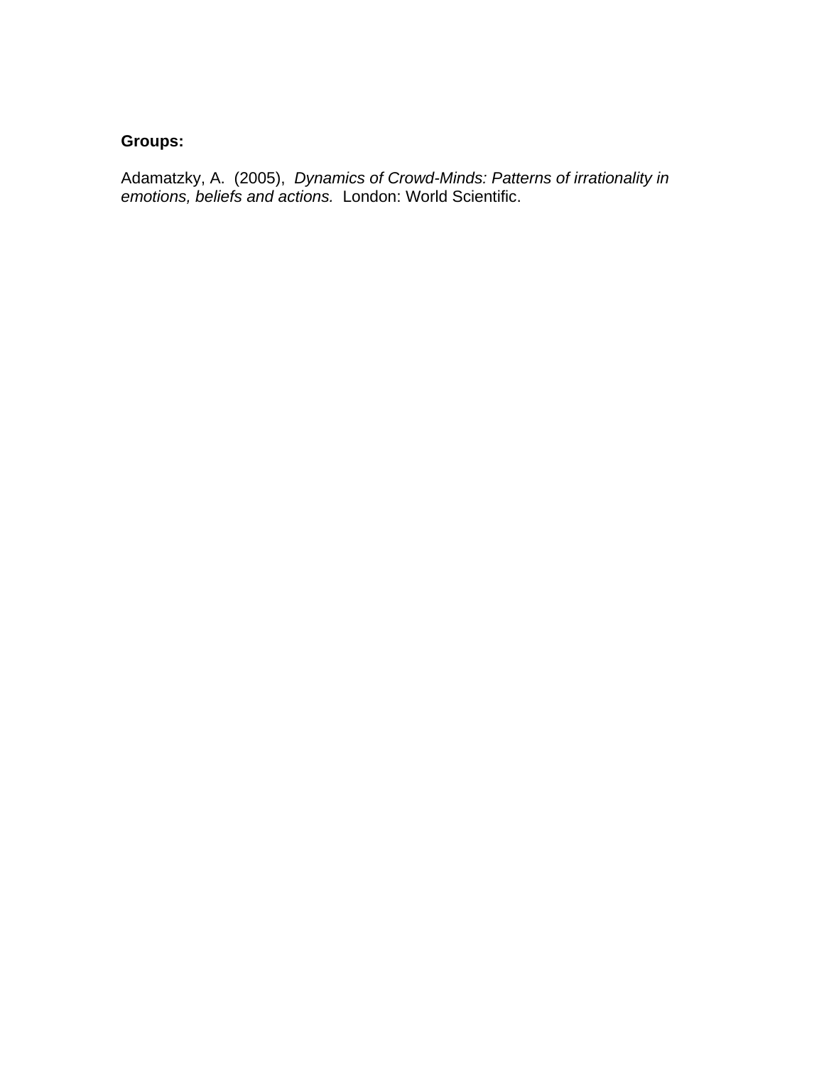**Groups:**

Adamatzky, A. (2005), *Dynamics of Crowd-Minds: Patterns of irrationality in emotions, beliefs and actions.* London: World Scientific.